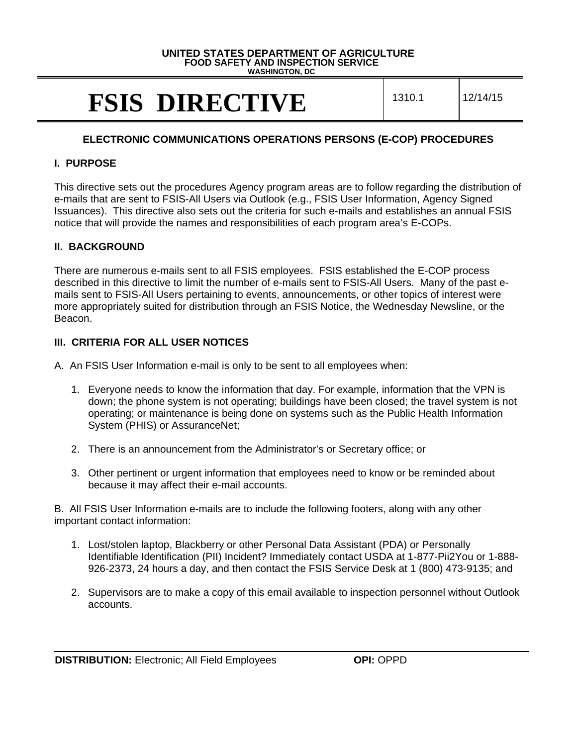**UNITED STATES DEPARTMENT OF AGRICULTURE**
**FOOD SAFETY AND INSPECTION SERVICE**
**WASHINGTON, DC**

# FSIS DIRECTIVE

| 1310.1 | 12/14/15 |
| --- | --- |

## ELECTRONIC COMMUNICATIONS OPERATIONS PERSONS (E-COP) PROCEDURES

### I. PURPOSE

This directive sets out the procedures Agency program areas are to follow regarding the distribution of e-mails that are sent to FSIS-All Users via Outlook (e.g., FSIS User Information, Agency Signed Issuances). This directive also sets out the criteria for such e-mails and establishes an annual FSIS notice that will provide the names and responsibilities of each program area's E-COPs.

### II. BACKGROUND

There are numerous e-mails sent to all FSIS employees. FSIS established the E-COP process described in this directive to limit the number of e-mails sent to FSIS-All Users. Many of the past e-mails sent to FSIS-All Users pertaining to events, announcements, or other topics of interest were more appropriately suited for distribution through an FSIS Notice, the Wednesday Newsline, or the Beacon.

### III. CRITERIA FOR ALL USER NOTICES

A. An FSIS User Information e-mail is only to be sent to all employees when:

1. Everyone needs to know the information that day. For example, information that the VPN is down; the phone system is not operating; buildings have been closed; the travel system is not operating; or maintenance is being done on systems such as the Public Health Information System (PHIS) or AssuranceNet;

2. There is an announcement from the Administrator's or Secretary office; or

3. Other pertinent or urgent information that employees need to know or be reminded about because it may affect their e-mail accounts.

B. All FSIS User Information e-mails are to include the following footers, along with any other important contact information:

1. Lost/stolen laptop, Blackberry or other Personal Data Assistant (PDA) or Personally Identifiable Identification (PII) Incident? Immediately contact USDA at 1-877-Pii2You or 1-888-926-2373, 24 hours a day, and then contact the FSIS Service Desk at 1 (800) 473-9135; and

2. Supervisors are to make a copy of this email available to inspection personnel without Outlook accounts.

**DISTRIBUTION:** Electronic; All Field Employees **OPI:** OPPD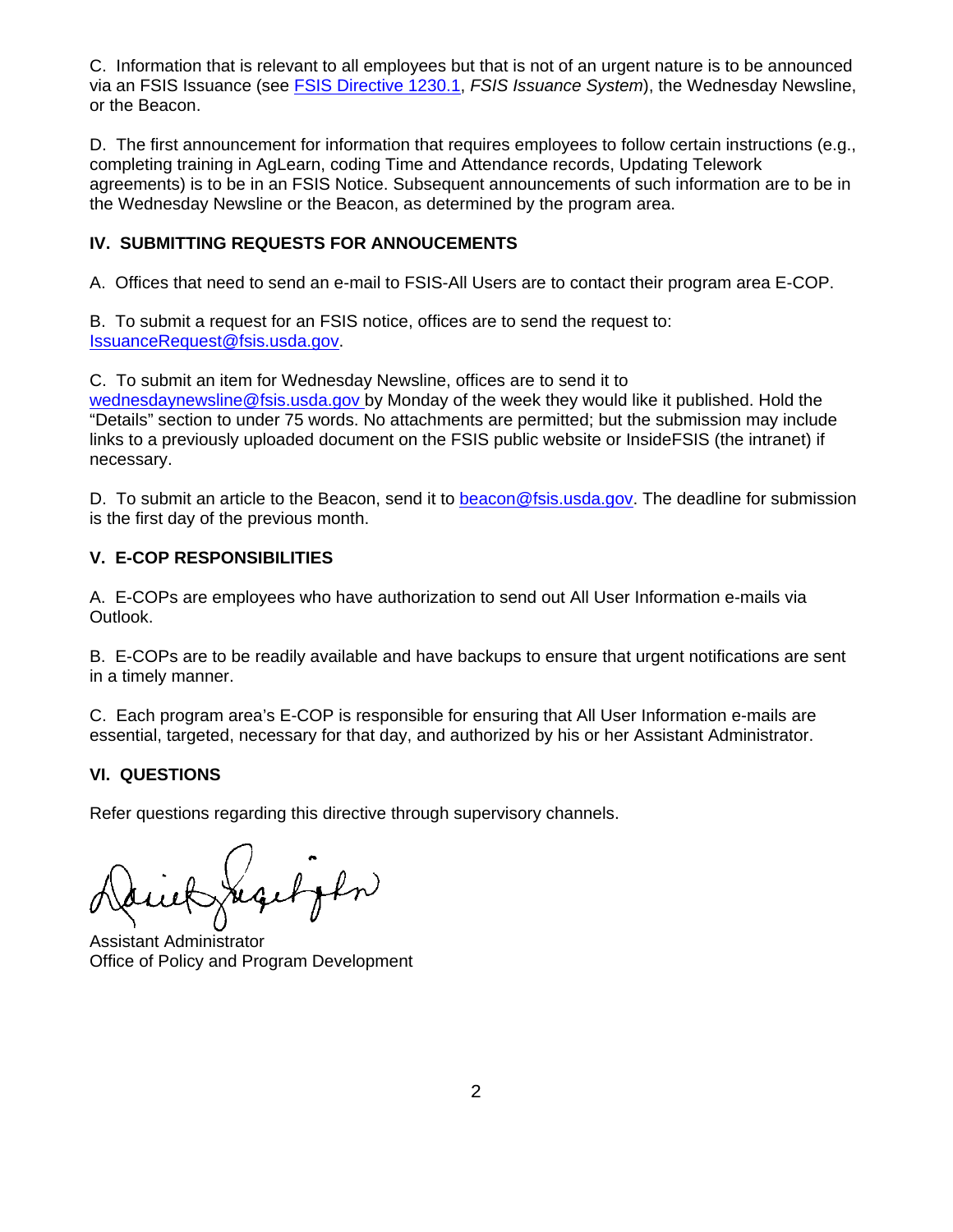C. Information that is relevant to all employees but that is not of an urgent nature is to be announced via an FSIS Issuance (see [FSIS Directive 1230.1](), *FSIS Issuance System*), the Wednesday Newsline, or the Beacon.

D. The first announcement for information that requires employees to follow certain instructions (e.g., completing training in AgLearn, coding Time and Attendance records, Updating Telework agreements) is to be in an FSIS Notice. Subsequent announcements of such information are to be in the Wednesday Newsline or the Beacon, as determined by the program area.

## IV. SUBMITTING REQUESTS FOR ANNOUCEMENTS

A. Offices that need to send an e-mail to FSIS-All Users are to contact their program area E-COP.

B. To submit a request for an FSIS notice, offices are to send the request to: IssuanceRequest@fsis.usda.gov.

C. To submit an item for Wednesday Newsline, offices are to send it to wednesdaynewsline@fsis.usda.gov by Monday of the week they would like it published. Hold the "Details" section to under 75 words. No attachments are permitted; but the submission may include links to a previously uploaded document on the FSIS public website or InsideFSIS (the intranet) if necessary.

D. To submit an article to the Beacon, send it to beacon@fsis.usda.gov. The deadline for submission is the first day of the previous month.

## V. E-COP RESPONSIBILITIES

A. E-COPs are employees who have authorization to send out All User Information e-mails via Outlook.

B. E-COPs are to be readily available and have backups to ensure that urgent notifications are sent in a timely manner.

C. Each program area's E-COP is responsible for ensuring that All User Information e-mails are essential, targeted, necessary for that day, and authorized by his or her Assistant Administrator.

## VI. QUESTIONS

Refer questions regarding this directive through supervisory channels.

Assistant Administrator
Office of Policy and Program Development